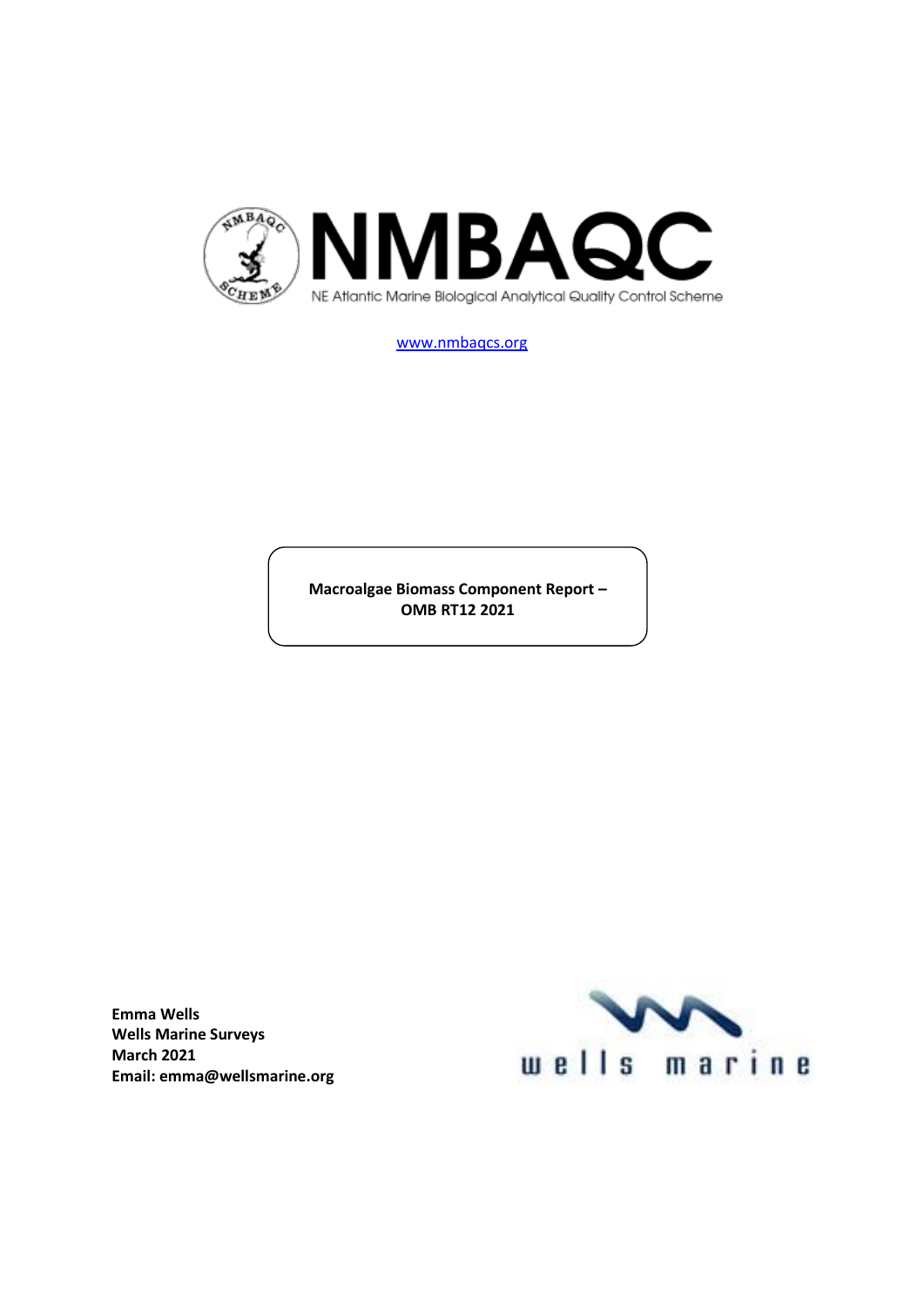NMBAQC

NE Atlantic Marine Biological Analytical Quality Control Scheme

www.nmbaqcs.org

**Macroalgae Biomass Component Report – OMB RT12 2021**

**Emma Wells**
**Wells Marine Surveys**
**March 2021**
**Email: emma@wellsmarine.org**

wells marine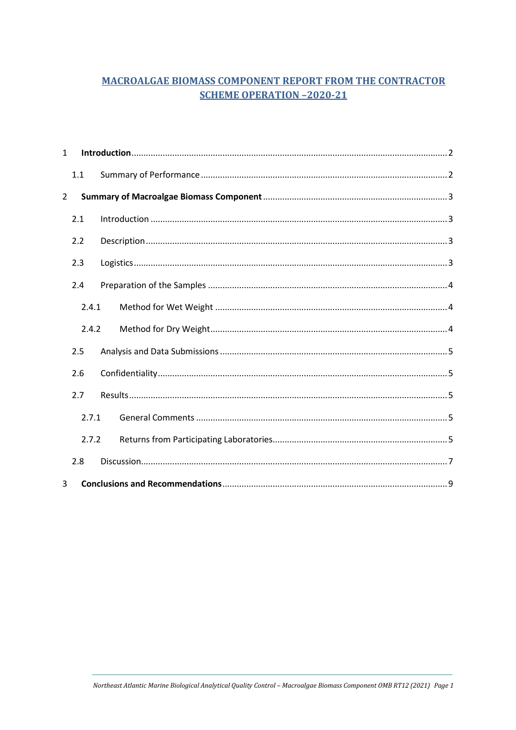# MACROALGAE BIOMASS COMPONENT REPORT FROM THE CONTRACTOR SCHEME OPERATION –2020-21

1 **Introduction** .......... 2

1.1 Summary of Performance .......... 2

2 **Summary of Macroalgae Biomass Component** .......... 3

2.1 Introduction .......... 3

2.2 Description .......... 3

2.3 Logistics .......... 3

2.4 Preparation of the Samples .......... 4

2.4.1 Method for Wet Weight .......... 4

2.4.2 Method for Dry Weight .......... 4

2.5 Analysis and Data Submissions .......... 5

2.6 Confidentiality .......... 5

2.7 Results .......... 5

2.7.1 General Comments .......... 5

2.7.2 Returns from Participating Laboratories .......... 5

2.8 Discussion .......... 7

3 **Conclusions and Recommendations** .......... 9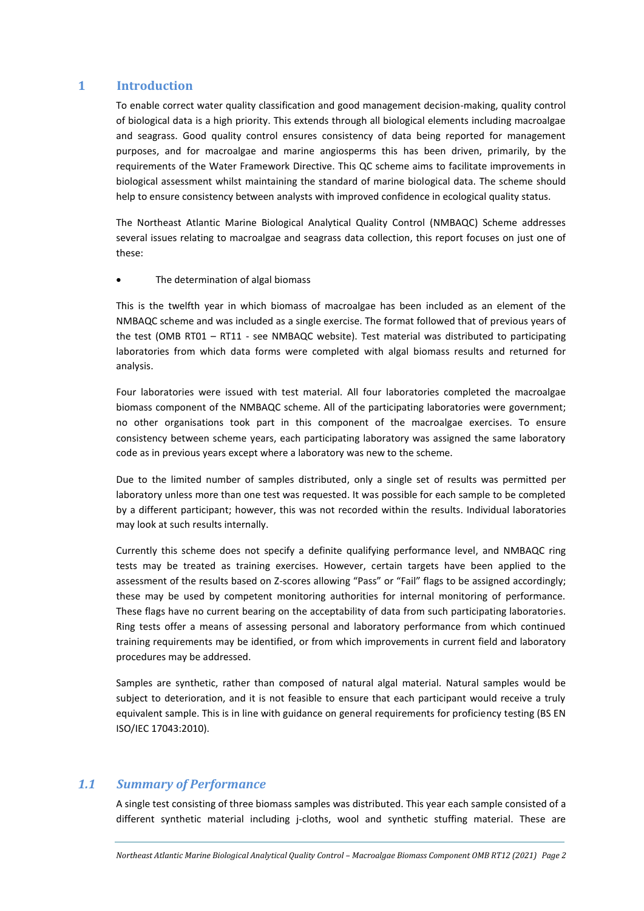# 1 Introduction

To enable correct water quality classification and good management decision-making, quality control of biological data is a high priority. This extends through all biological elements including macroalgae and seagrass. Good quality control ensures consistency of data being reported for management purposes, and for macroalgae and marine angiosperms this has been driven, primarily, by the requirements of the Water Framework Directive. This QC scheme aims to facilitate improvements in biological assessment whilst maintaining the standard of marine biological data. The scheme should help to ensure consistency between analysts with improved confidence in ecological quality status.

The Northeast Atlantic Marine Biological Analytical Quality Control (NMBAQC) Scheme addresses several issues relating to macroalgae and seagrass data collection, this report focuses on just one of these:

- The determination of algal biomass

This is the twelfth year in which biomass of macroalgae has been included as an element of the NMBAQC scheme and was included as a single exercise. The format followed that of previous years of the test (OMB RT01 – RT11 - see NMBAQC website). Test material was distributed to participating laboratories from which data forms were completed with algal biomass results and returned for analysis.

Four laboratories were issued with test material. All four laboratories completed the macroalgae biomass component of the NMBAQC scheme. All of the participating laboratories were government; no other organisations took part in this component of the macroalgae exercises. To ensure consistency between scheme years, each participating laboratory was assigned the same laboratory code as in previous years except where a laboratory was new to the scheme.

Due to the limited number of samples distributed, only a single set of results was permitted per laboratory unless more than one test was requested. It was possible for each sample to be completed by a different participant; however, this was not recorded within the results. Individual laboratories may look at such results internally.

Currently this scheme does not specify a definite qualifying performance level, and NMBAQC ring tests may be treated as training exercises. However, certain targets have been applied to the assessment of the results based on Z-scores allowing "Pass" or "Fail" flags to be assigned accordingly; these may be used by competent monitoring authorities for internal monitoring of performance. These flags have no current bearing on the acceptability of data from such participating laboratories. Ring tests offer a means of assessing personal and laboratory performance from which continued training requirements may be identified, or from which improvements in current field and laboratory procedures may be addressed.

Samples are synthetic, rather than composed of natural algal material. Natural samples would be subject to deterioration, and it is not feasible to ensure that each participant would receive a truly equivalent sample. This is in line with guidance on general requirements for proficiency testing (BS EN ISO/IEC 17043:2010).

## *1.1 Summary of Performance*

A single test consisting of three biomass samples was distributed. This year each sample consisted of a different synthetic material including j-cloths, wool and synthetic stuffing material. These are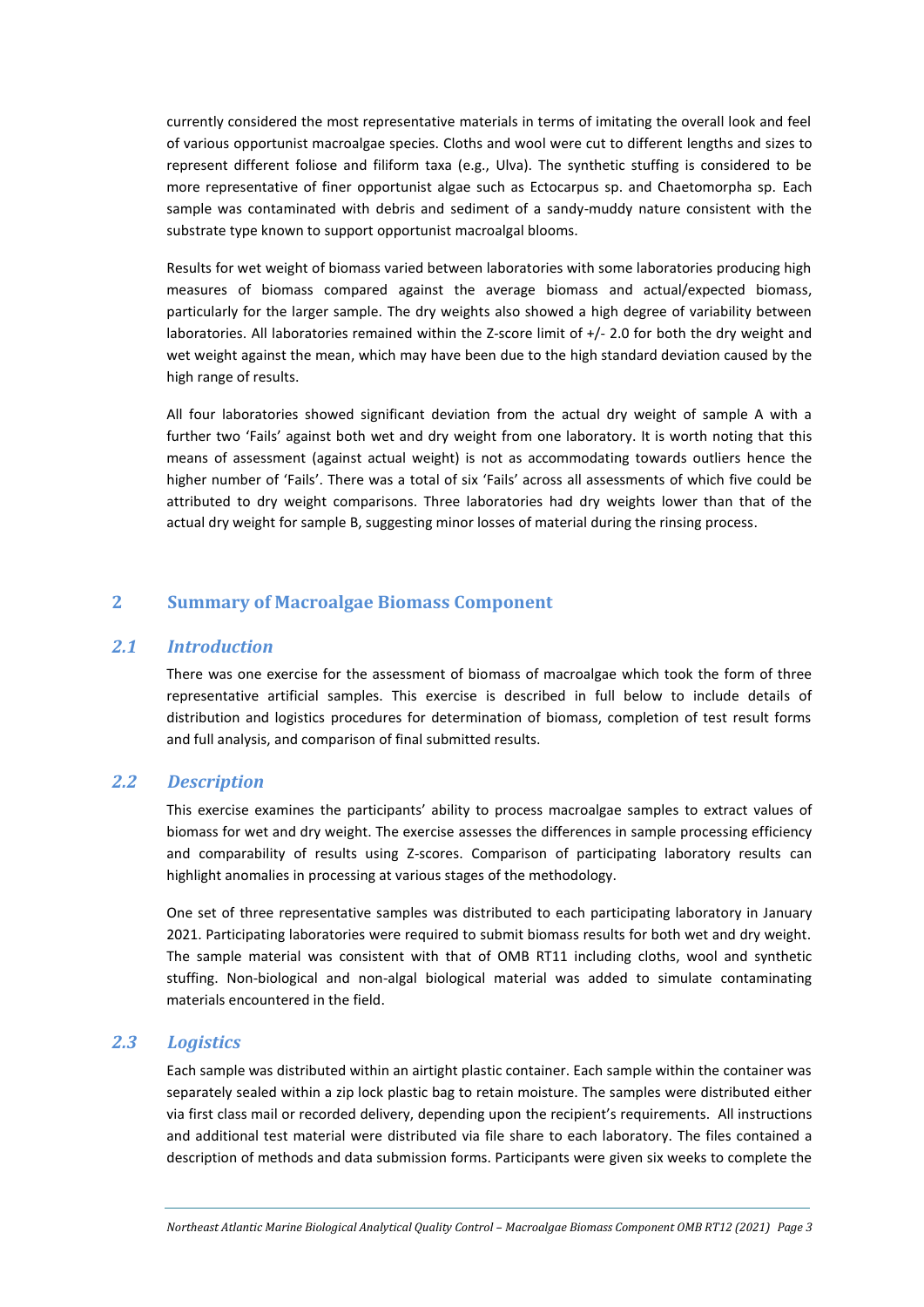currently considered the most representative materials in terms of imitating the overall look and feel of various opportunist macroalgae species. Cloths and wool were cut to different lengths and sizes to represent different foliose and filiform taxa (e.g., Ulva). The synthetic stuffing is considered to be more representative of finer opportunist algae such as Ectocarpus sp. and Chaetomorpha sp. Each sample was contaminated with debris and sediment of a sandy-muddy nature consistent with the substrate type known to support opportunist macroalgal blooms.

Results for wet weight of biomass varied between laboratories with some laboratories producing high measures of biomass compared against the average biomass and actual/expected biomass, particularly for the larger sample. The dry weights also showed a high degree of variability between laboratories. All laboratories remained within the Z-score limit of +/- 2.0 for both the dry weight and wet weight against the mean, which may have been due to the high standard deviation caused by the high range of results.

All four laboratories showed significant deviation from the actual dry weight of sample A with a further two 'Fails' against both wet and dry weight from one laboratory. It is worth noting that this means of assessment (against actual weight) is not as accommodating towards outliers hence the higher number of 'Fails'. There was a total of six 'Fails' across all assessments of which five could be attributed to dry weight comparisons. Three laboratories had dry weights lower than that of the actual dry weight for sample B, suggesting minor losses of material during the rinsing process.

## 2 Summary of Macroalgae Biomass Component

### 2.1 *Introduction*

There was one exercise for the assessment of biomass of macroalgae which took the form of three representative artificial samples. This exercise is described in full below to include details of distribution and logistics procedures for determination of biomass, completion of test result forms and full analysis, and comparison of final submitted results.

### 2.2 *Description*

This exercise examines the participants' ability to process macroalgae samples to extract values of biomass for wet and dry weight. The exercise assesses the differences in sample processing efficiency and comparability of results using Z-scores. Comparison of participating laboratory results can highlight anomalies in processing at various stages of the methodology.

One set of three representative samples was distributed to each participating laboratory in January 2021. Participating laboratories were required to submit biomass results for both wet and dry weight. The sample material was consistent with that of OMB RT11 including cloths, wool and synthetic stuffing. Non-biological and non-algal biological material was added to simulate contaminating materials encountered in the field.

### 2.3 *Logistics*

Each sample was distributed within an airtight plastic container. Each sample within the container was separately sealed within a zip lock plastic bag to retain moisture. The samples were distributed either via first class mail or recorded delivery, depending upon the recipient's requirements. All instructions and additional test material were distributed via file share to each laboratory. The files contained a description of methods and data submission forms. Participants were given six weeks to complete the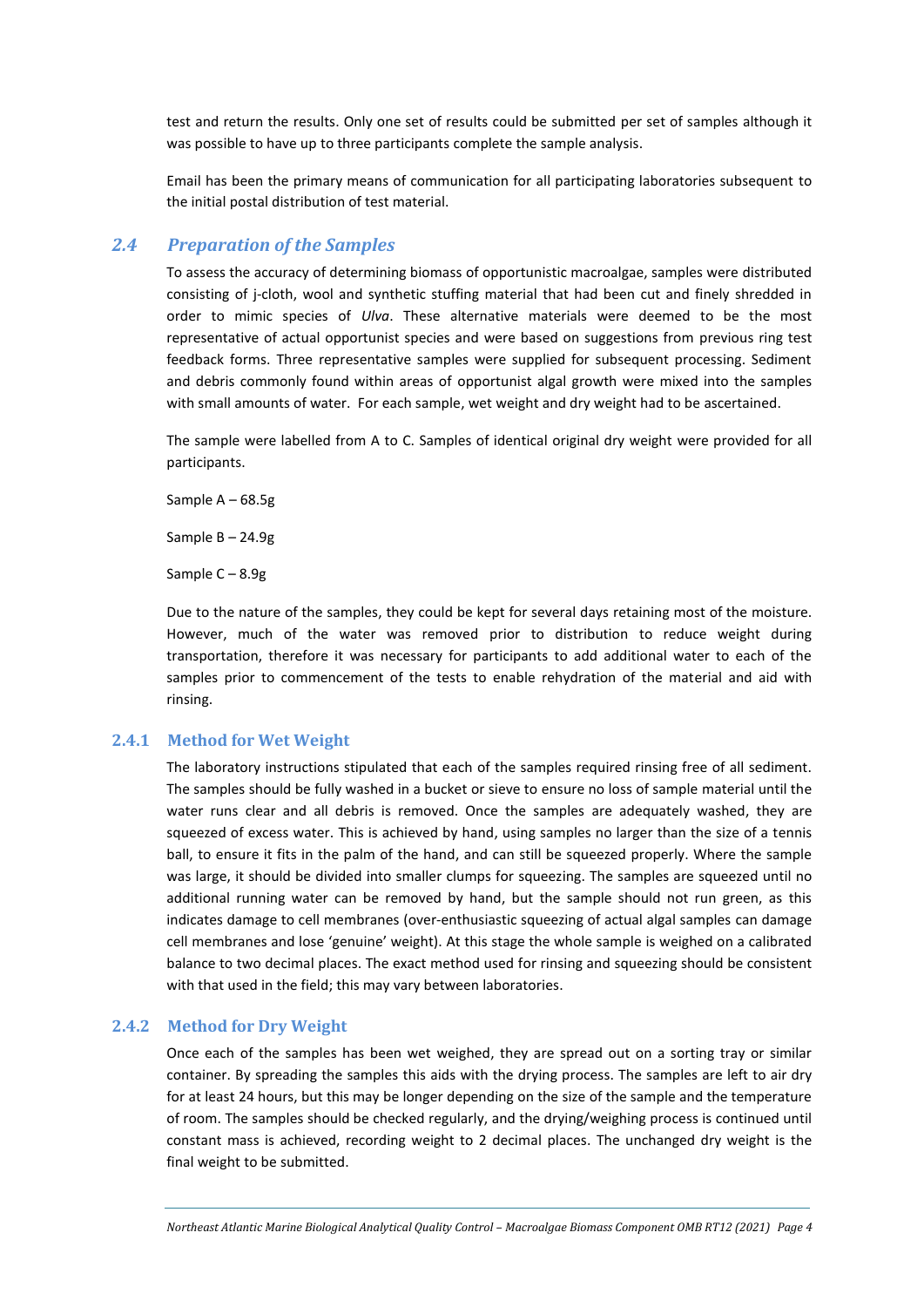test and return the results. Only one set of results could be submitted per set of samples although it was possible to have up to three participants complete the sample analysis.

Email has been the primary means of communication for all participating laboratories subsequent to the initial postal distribution of test material.

## *2.4 Preparation of the Samples*

To assess the accuracy of determining biomass of opportunistic macroalgae, samples were distributed consisting of j-cloth, wool and synthetic stuffing material that had been cut and finely shredded in order to mimic species of *Ulva*. These alternative materials were deemed to be the most representative of actual opportunist species and were based on suggestions from previous ring test feedback forms. Three representative samples were supplied for subsequent processing. Sediment and debris commonly found within areas of opportunist algal growth were mixed into the samples with small amounts of water. For each sample, wet weight and dry weight had to be ascertained.

The sample were labelled from A to C. Samples of identical original dry weight were provided for all participants.

Sample A – 68.5g

Sample B – 24.9g

Sample C – 8.9g

Due to the nature of the samples, they could be kept for several days retaining most of the moisture. However, much of the water was removed prior to distribution to reduce weight during transportation, therefore it was necessary for participants to add additional water to each of the samples prior to commencement of the tests to enable rehydration of the material and aid with rinsing.

### 2.4.1 Method for Wet Weight

The laboratory instructions stipulated that each of the samples required rinsing free of all sediment. The samples should be fully washed in a bucket or sieve to ensure no loss of sample material until the water runs clear and all debris is removed. Once the samples are adequately washed, they are squeezed of excess water. This is achieved by hand, using samples no larger than the size of a tennis ball, to ensure it fits in the palm of the hand, and can still be squeezed properly. Where the sample was large, it should be divided into smaller clumps for squeezing. The samples are squeezed until no additional running water can be removed by hand, but the sample should not run green, as this indicates damage to cell membranes (over-enthusiastic squeezing of actual algal samples can damage cell membranes and lose 'genuine' weight). At this stage the whole sample is weighed on a calibrated balance to two decimal places. The exact method used for rinsing and squeezing should be consistent with that used in the field; this may vary between laboratories.

### 2.4.2 Method for Dry Weight

Once each of the samples has been wet weighed, they are spread out on a sorting tray or similar container. By spreading the samples this aids with the drying process. The samples are left to air dry for at least 24 hours, but this may be longer depending on the size of the sample and the temperature of room. The samples should be checked regularly, and the drying/weighing process is continued until constant mass is achieved, recording weight to 2 decimal places. The unchanged dry weight is the final weight to be submitted.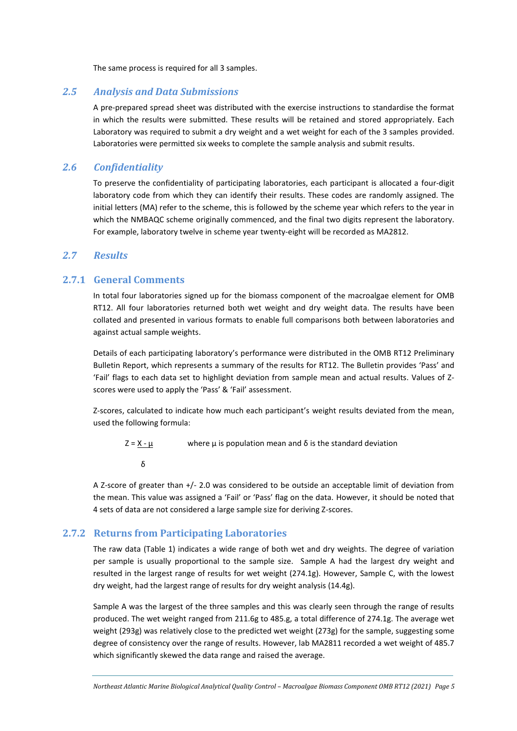The same process is required for all 3 samples.

## 2.5 Analysis and Data Submissions

A pre-prepared spread sheet was distributed with the exercise instructions to standardise the format in which the results were submitted. These results will be retained and stored appropriately. Each Laboratory was required to submit a dry weight and a wet weight for each of the 3 samples provided. Laboratories were permitted six weeks to complete the sample analysis and submit results.

## 2.6 Confidentiality

To preserve the confidentiality of participating laboratories, each participant is allocated a four-digit laboratory code from which they can identify their results. These codes are randomly assigned. The initial letters (MA) refer to the scheme, this is followed by the scheme year which refers to the year in which the NMBAQC scheme originally commenced, and the final two digits represent the laboratory. For example, laboratory twelve in scheme year twenty-eight will be recorded as MA2812.

## 2.7 Results

### 2.7.1 General Comments

In total four laboratories signed up for the biomass component of the macroalgae element for OMB RT12. All four laboratories returned both wet weight and dry weight data. The results have been collated and presented in various formats to enable full comparisons both between laboratories and against actual sample weights.

Details of each participating laboratory's performance were distributed in the OMB RT12 Preliminary Bulletin Report, which represents a summary of the results for RT12. The Bulletin provides 'Pass' and 'Fail' flags to each data set to highlight deviation from sample mean and actual results. Values of Z-scores were used to apply the 'Pass' & 'Fail' assessment.

Z-scores, calculated to indicate how much each participant's weight results deviated from the mean, used the following formula:

$$Z = \frac{X - \mu}{\delta}$$ where μ is population mean and δ is the standard deviation

A Z-score of greater than +/- 2.0 was considered to be outside an acceptable limit of deviation from the mean. This value was assigned a 'Fail' or 'Pass' flag on the data. However, it should be noted that 4 sets of data are not considered a large sample size for deriving Z-scores.

### 2.7.2 Returns from Participating Laboratories

The raw data (Table 1) indicates a wide range of both wet and dry weights. The degree of variation per sample is usually proportional to the sample size. Sample A had the largest dry weight and resulted in the largest range of results for wet weight (274.1g). However, Sample C, with the lowest dry weight, had the largest range of results for dry weight analysis (14.4g).

Sample A was the largest of the three samples and this was clearly seen through the range of results produced. The wet weight ranged from 211.6g to 485.g, a total difference of 274.1g. The average wet weight (293g) was relatively close to the predicted wet weight (273g) for the sample, suggesting some degree of consistency over the range of results. However, lab MA2811 recorded a wet weight of 485.7 which significantly skewed the data range and raised the average.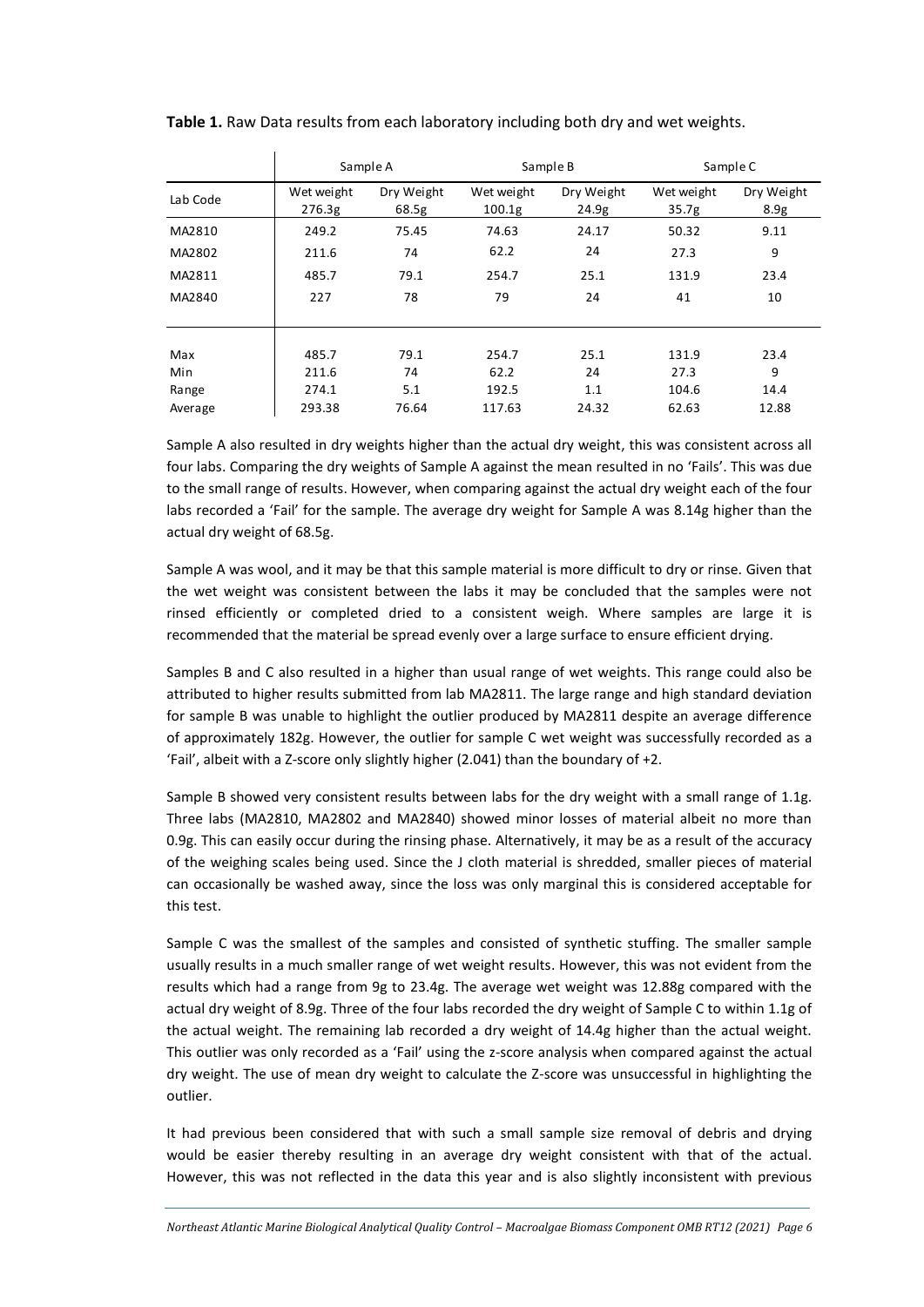**Table 1.** Raw Data results from each laboratory including both dry and wet weights.

| | Sample A | | Sample B | | Sample C | |
|---|---|---|---|---|---|---|
| Lab Code | Wet weight 276.3g | Dry Weight 68.5g | Wet weight 100.1g | Dry Weight 24.9g | Wet weight 35.7g | Dry Weight 8.9g |
| MA2810 | 249.2 | 75.45 | 74.63 | 24.17 | 50.32 | 9.11 |
| MA2802 | 211.6 | 74 | 62.2 | 24 | 27.3 | 9 |
| MA2811 | 485.7 | 79.1 | 254.7 | 25.1 | 131.9 | 23.4 |
| MA2840 | 227 | 78 | 79 | 24 | 41 | 10 |
| Max | 485.7 | 79.1 | 254.7 | 25.1 | 131.9 | 23.4 |
| Min | 211.6 | 74 | 62.2 | 24 | 27.3 | 9 |
| Range | 274.1 | 5.1 | 192.5 | 1.1 | 104.6 | 14.4 |
| Average | 293.38 | 76.64 | 117.63 | 24.32 | 62.63 | 12.88 |

Sample A also resulted in dry weights higher than the actual dry weight, this was consistent across all four labs. Comparing the dry weights of Sample A against the mean resulted in no 'Fails'. This was due to the small range of results. However, when comparing against the actual dry weight each of the four labs recorded a 'Fail' for the sample. The average dry weight for Sample A was 8.14g higher than the actual dry weight of 68.5g.

Sample A was wool, and it may be that this sample material is more difficult to dry or rinse. Given that the wet weight was consistent between the labs it may be concluded that the samples were not rinsed efficiently or completed dried to a consistent weigh. Where samples are large it is recommended that the material be spread evenly over a large surface to ensure efficient drying.

Samples B and C also resulted in a higher than usual range of wet weights. This range could also be attributed to higher results submitted from lab MA2811. The large range and high standard deviation for sample B was unable to highlight the outlier produced by MA2811 despite an average difference of approximately 182g. However, the outlier for sample C wet weight was successfully recorded as a 'Fail', albeit with a Z-score only slightly higher (2.041) than the boundary of +2.

Sample B showed very consistent results between labs for the dry weight with a small range of 1.1g. Three labs (MA2810, MA2802 and MA2840) showed minor losses of material albeit no more than 0.9g. This can easily occur during the rinsing phase. Alternatively, it may be as a result of the accuracy of the weighing scales being used. Since the J cloth material is shredded, smaller pieces of material can occasionally be washed away, since the loss was only marginal this is considered acceptable for this test.

Sample C was the smallest of the samples and consisted of synthetic stuffing. The smaller sample usually results in a much smaller range of wet weight results. However, this was not evident from the results which had a range from 9g to 23.4g. The average wet weight was 12.88g compared with the actual dry weight of 8.9g. Three of the four labs recorded the dry weight of Sample C to within 1.1g of the actual weight. The remaining lab recorded a dry weight of 14.4g higher than the actual weight. This outlier was only recorded as a 'Fail' using the z-score analysis when compared against the actual dry weight. The use of mean dry weight to calculate the Z-score was unsuccessful in highlighting the outlier.

It had previous been considered that with such a small sample size removal of debris and drying would be easier thereby resulting in an average dry weight consistent with that of the actual. However, this was not reflected in the data this year and is also slightly inconsistent with previous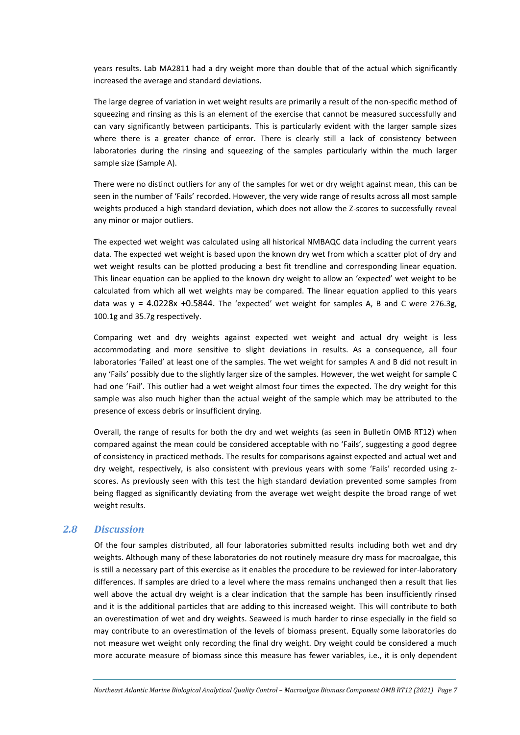years results. Lab MA2811 had a dry weight more than double that of the actual which significantly increased the average and standard deviations.

The large degree of variation in wet weight results are primarily a result of the non-specific method of squeezing and rinsing as this is an element of the exercise that cannot be measured successfully and can vary significantly between participants. This is particularly evident with the larger sample sizes where there is a greater chance of error. There is clearly still a lack of consistency between laboratories during the rinsing and squeezing of the samples particularly within the much larger sample size (Sample A).

There were no distinct outliers for any of the samples for wet or dry weight against mean, this can be seen in the number of 'Fails' recorded. However, the very wide range of results across all most sample weights produced a high standard deviation, which does not allow the Z-scores to successfully reveal any minor or major outliers.

The expected wet weight was calculated using all historical NMBAQC data including the current years data. The expected wet weight is based upon the known dry wet from which a scatter plot of dry and wet weight results can be plotted producing a best fit trendline and corresponding linear equation. This linear equation can be applied to the known dry weight to allow an 'expected' wet weight to be calculated from which all wet weights may be compared. The linear equation applied to this years data was $y = 4.0228x + 0.5844$. The 'expected' wet weight for samples A, B and C were 276.3g, 100.1g and 35.7g respectively.

Comparing wet and dry weights against expected wet weight and actual dry weight is less accommodating and more sensitive to slight deviations in results. As a consequence, all four laboratories 'Failed' at least one of the samples. The wet weight for samples A and B did not result in any 'Fails' possibly due to the slightly larger size of the samples. However, the wet weight for sample C had one 'Fail'. This outlier had a wet weight almost four times the expected. The dry weight for this sample was also much higher than the actual weight of the sample which may be attributed to the presence of excess debris or insufficient drying.

Overall, the range of results for both the dry and wet weights (as seen in Bulletin OMB RT12) when compared against the mean could be considered acceptable with no 'Fails', suggesting a good degree of consistency in practiced methods. The results for comparisons against expected and actual wet and dry weight, respectively, is also consistent with previous years with some 'Fails' recorded using z-scores. As previously seen with this test the high standard deviation prevented some samples from being flagged as significantly deviating from the average wet weight despite the broad range of wet weight results.

## 2.8 Discussion

Of the four samples distributed, all four laboratories submitted results including both wet and dry weights. Although many of these laboratories do not routinely measure dry mass for macroalgae, this is still a necessary part of this exercise as it enables the procedure to be reviewed for inter-laboratory differences. If samples are dried to a level where the mass remains unchanged then a result that lies well above the actual dry weight is a clear indication that the sample has been insufficiently rinsed and it is the additional particles that are adding to this increased weight. This will contribute to both an overestimation of wet and dry weights. Seaweed is much harder to rinse especially in the field so may contribute to an overestimation of the levels of biomass present. Equally some laboratories do not measure wet weight only recording the final dry weight. Dry weight could be considered a much more accurate measure of biomass since this measure has fewer variables, i.e., it is only dependent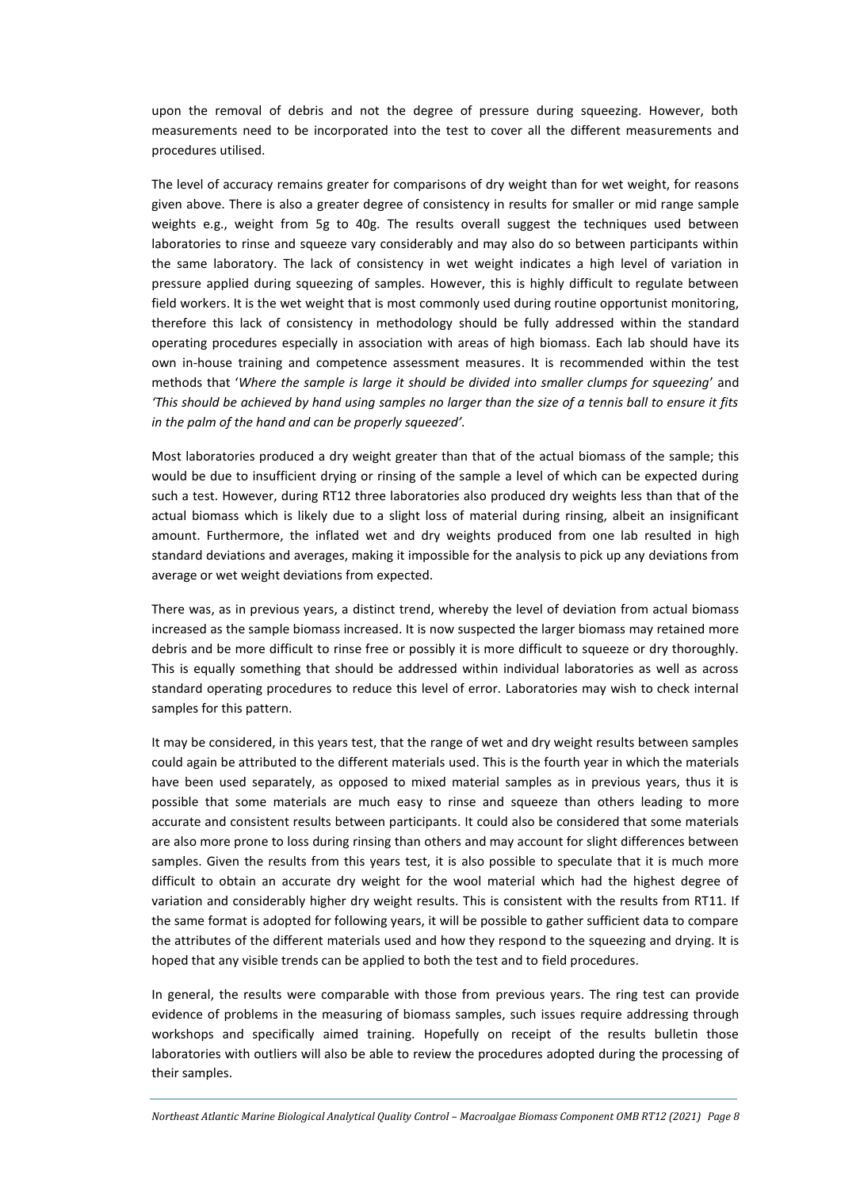upon the removal of debris and not the degree of pressure during squeezing. However, both measurements need to be incorporated into the test to cover all the different measurements and procedures utilised.

The level of accuracy remains greater for comparisons of dry weight than for wet weight, for reasons given above. There is also a greater degree of consistency in results for smaller or mid range sample weights e.g., weight from 5g to 40g. The results overall suggest the techniques used between laboratories to rinse and squeeze vary considerably and may also do so between participants within the same laboratory. The lack of consistency in wet weight indicates a high level of variation in pressure applied during squeezing of samples. However, this is highly difficult to regulate between field workers. It is the wet weight that is most commonly used during routine opportunist monitoring, therefore this lack of consistency in methodology should be fully addressed within the standard operating procedures especially in association with areas of high biomass. Each lab should have its own in-house training and competence assessment measures. It is recommended within the test methods that '*Where the sample is large it should be divided into smaller clumps for squeezing*' and *'This should be achieved by hand using samples no larger than the size of a tennis ball to ensure it fits in the palm of the hand and can be properly squeezed'.*

Most laboratories produced a dry weight greater than that of the actual biomass of the sample; this would be due to insufficient drying or rinsing of the sample a level of which can be expected during such a test. However, during RT12 three laboratories also produced dry weights less than that of the actual biomass which is likely due to a slight loss of material during rinsing, albeit an insignificant amount. Furthermore, the inflated wet and dry weights produced from one lab resulted in high standard deviations and averages, making it impossible for the analysis to pick up any deviations from average or wet weight deviations from expected.

There was, as in previous years, a distinct trend, whereby the level of deviation from actual biomass increased as the sample biomass increased. It is now suspected the larger biomass may retained more debris and be more difficult to rinse free or possibly it is more difficult to squeeze or dry thoroughly. This is equally something that should be addressed within individual laboratories as well as across standard operating procedures to reduce this level of error. Laboratories may wish to check internal samples for this pattern.

It may be considered, in this years test, that the range of wet and dry weight results between samples could again be attributed to the different materials used. This is the fourth year in which the materials have been used separately, as opposed to mixed material samples as in previous years, thus it is possible that some materials are much easy to rinse and squeeze than others leading to more accurate and consistent results between participants. It could also be considered that some materials are also more prone to loss during rinsing than others and may account for slight differences between samples. Given the results from this years test, it is also possible to speculate that it is much more difficult to obtain an accurate dry weight for the wool material which had the highest degree of variation and considerably higher dry weight results. This is consistent with the results from RT11. If the same format is adopted for following years, it will be possible to gather sufficient data to compare the attributes of the different materials used and how they respond to the squeezing and drying. It is hoped that any visible trends can be applied to both the test and to field procedures.

In general, the results were comparable with those from previous years. The ring test can provide evidence of problems in the measuring of biomass samples, such issues require addressing through workshops and specifically aimed training. Hopefully on receipt of the results bulletin those laboratories with outliers will also be able to review the procedures adopted during the processing of their samples.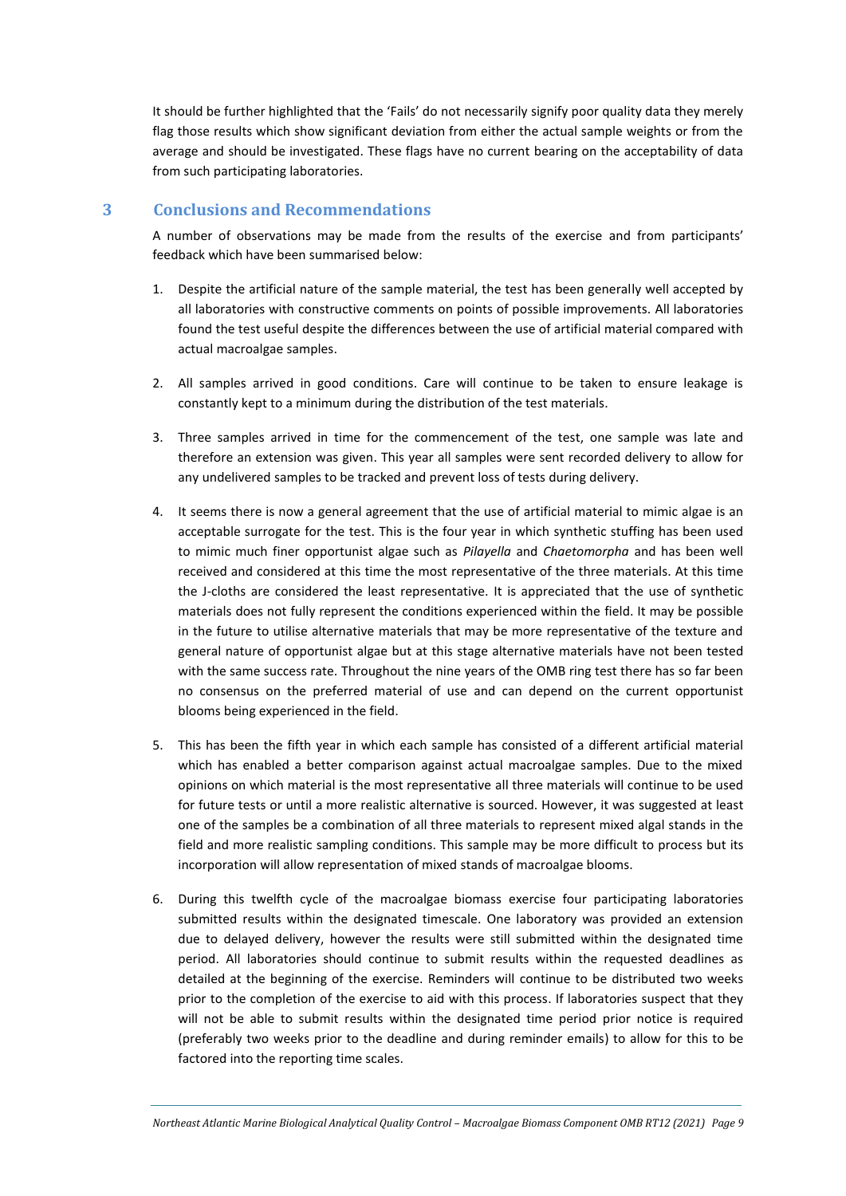It should be further highlighted that the 'Fails' do not necessarily signify poor quality data they merely flag those results which show significant deviation from either the actual sample weights or from the average and should be investigated. These flags have no current bearing on the acceptability of data from such participating laboratories.

## 3 Conclusions and Recommendations

A number of observations may be made from the results of the exercise and from participants' feedback which have been summarised below:

1. Despite the artificial nature of the sample material, the test has been generally well accepted by all laboratories with constructive comments on points of possible improvements. All laboratories found the test useful despite the differences between the use of artificial material compared with actual macroalgae samples.

2. All samples arrived in good conditions. Care will continue to be taken to ensure leakage is constantly kept to a minimum during the distribution of the test materials.

3. Three samples arrived in time for the commencement of the test, one sample was late and therefore an extension was given. This year all samples were sent recorded delivery to allow for any undelivered samples to be tracked and prevent loss of tests during delivery.

4. It seems there is now a general agreement that the use of artificial material to mimic algae is an acceptable surrogate for the test. This is the four year in which synthetic stuffing has been used to mimic much finer opportunist algae such as *Pilayella* and *Chaetomorpha* and has been well received and considered at this time the most representative of the three materials. At this time the J-cloths are considered the least representative. It is appreciated that the use of synthetic materials does not fully represent the conditions experienced within the field. It may be possible in the future to utilise alternative materials that may be more representative of the texture and general nature of opportunist algae but at this stage alternative materials have not been tested with the same success rate. Throughout the nine years of the OMB ring test there has so far been no consensus on the preferred material of use and can depend on the current opportunist blooms being experienced in the field.

5. This has been the fifth year in which each sample has consisted of a different artificial material which has enabled a better comparison against actual macroalgae samples. Due to the mixed opinions on which material is the most representative all three materials will continue to be used for future tests or until a more realistic alternative is sourced. However, it was suggested at least one of the samples be a combination of all three materials to represent mixed algal stands in the field and more realistic sampling conditions. This sample may be more difficult to process but its incorporation will allow representation of mixed stands of macroalgae blooms.

6. During this twelfth cycle of the macroalgae biomass exercise four participating laboratories submitted results within the designated timescale. One laboratory was provided an extension due to delayed delivery, however the results were still submitted within the designated time period. All laboratories should continue to submit results within the requested deadlines as detailed at the beginning of the exercise. Reminders will continue to be distributed two weeks prior to the completion of the exercise to aid with this process. If laboratories suspect that they will not be able to submit results within the designated time period prior notice is required (preferably two weeks prior to the deadline and during reminder emails) to allow for this to be factored into the reporting time scales.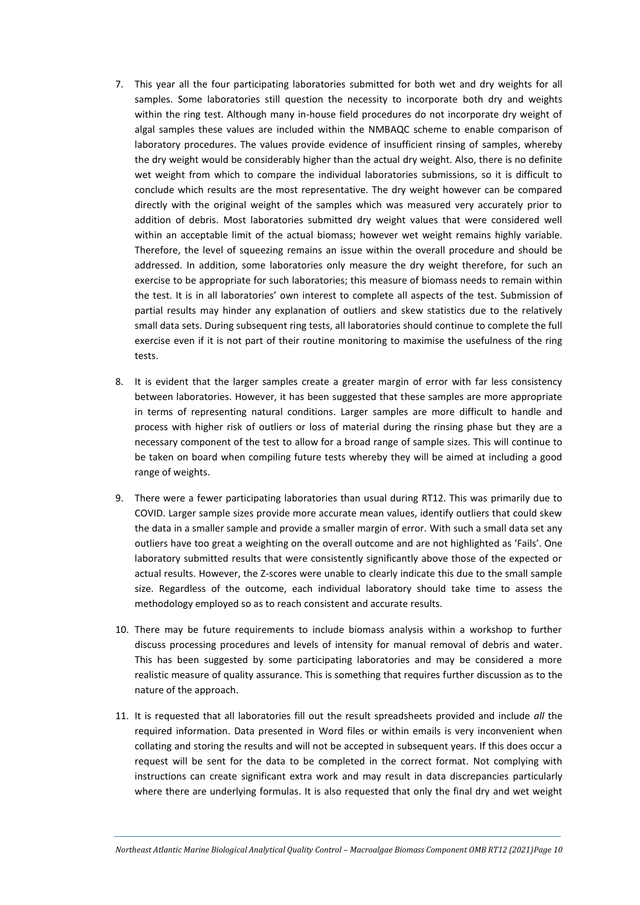7. This year all the four participating laboratories submitted for both wet and dry weights for all samples. Some laboratories still question the necessity to incorporate both dry and weights within the ring test. Although many in-house field procedures do not incorporate dry weight of algal samples these values are included within the NMBAQC scheme to enable comparison of laboratory procedures. The values provide evidence of insufficient rinsing of samples, whereby the dry weight would be considerably higher than the actual dry weight. Also, there is no definite wet weight from which to compare the individual laboratories submissions, so it is difficult to conclude which results are the most representative. The dry weight however can be compared directly with the original weight of the samples which was measured very accurately prior to addition of debris. Most laboratories submitted dry weight values that were considered well within an acceptable limit of the actual biomass; however wet weight remains highly variable. Therefore, the level of squeezing remains an issue within the overall procedure and should be addressed. In addition, some laboratories only measure the dry weight therefore, for such an exercise to be appropriate for such laboratories; this measure of biomass needs to remain within the test. It is in all laboratories' own interest to complete all aspects of the test. Submission of partial results may hinder any explanation of outliers and skew statistics due to the relatively small data sets. During subsequent ring tests, all laboratories should continue to complete the full exercise even if it is not part of their routine monitoring to maximise the usefulness of the ring tests.

8. It is evident that the larger samples create a greater margin of error with far less consistency between laboratories. However, it has been suggested that these samples are more appropriate in terms of representing natural conditions. Larger samples are more difficult to handle and process with higher risk of outliers or loss of material during the rinsing phase but they are a necessary component of the test to allow for a broad range of sample sizes. This will continue to be taken on board when compiling future tests whereby they will be aimed at including a good range of weights.

9. There were a fewer participating laboratories than usual during RT12. This was primarily due to COVID. Larger sample sizes provide more accurate mean values, identify outliers that could skew the data in a smaller sample and provide a smaller margin of error. With such a small data set any outliers have too great a weighting on the overall outcome and are not highlighted as 'Fails'. One laboratory submitted results that were consistently significantly above those of the expected or actual results. However, the Z-scores were unable to clearly indicate this due to the small sample size. Regardless of the outcome, each individual laboratory should take time to assess the methodology employed so as to reach consistent and accurate results.

10. There may be future requirements to include biomass analysis within a workshop to further discuss processing procedures and levels of intensity for manual removal of debris and water. This has been suggested by some participating laboratories and may be considered a more realistic measure of quality assurance. This is something that requires further discussion as to the nature of the approach.

11. It is requested that all laboratories fill out the result spreadsheets provided and include *all* the required information. Data presented in Word files or within emails is very inconvenient when collating and storing the results and will not be accepted in subsequent years. If this does occur a request will be sent for the data to be completed in the correct format. Not complying with instructions can create significant extra work and may result in data discrepancies particularly where there are underlying formulas. It is also requested that only the final dry and wet weight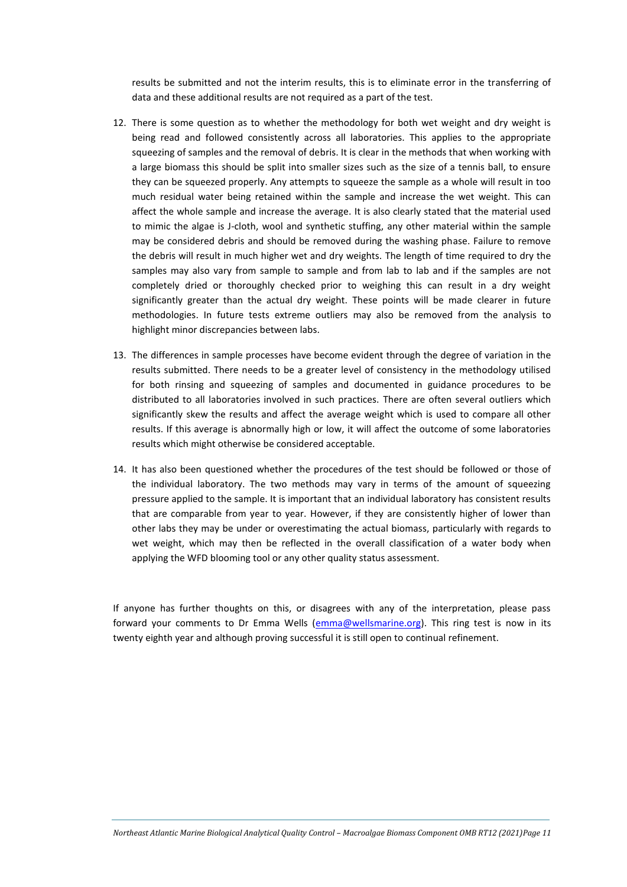results be submitted and not the interim results, this is to eliminate error in the transferring of data and these additional results are not required as a part of the test.

12. There is some question as to whether the methodology for both wet weight and dry weight is being read and followed consistently across all laboratories. This applies to the appropriate squeezing of samples and the removal of debris. It is clear in the methods that when working with a large biomass this should be split into smaller sizes such as the size of a tennis ball, to ensure they can be squeezed properly. Any attempts to squeeze the sample as a whole will result in too much residual water being retained within the sample and increase the wet weight. This can affect the whole sample and increase the average. It is also clearly stated that the material used to mimic the algae is J-cloth, wool and synthetic stuffing, any other material within the sample may be considered debris and should be removed during the washing phase. Failure to remove the debris will result in much higher wet and dry weights. The length of time required to dry the samples may also vary from sample to sample and from lab to lab and if the samples are not completely dried or thoroughly checked prior to weighing this can result in a dry weight significantly greater than the actual dry weight. These points will be made clearer in future methodologies. In future tests extreme outliers may also be removed from the analysis to highlight minor discrepancies between labs.

13. The differences in sample processes have become evident through the degree of variation in the results submitted. There needs to be a greater level of consistency in the methodology utilised for both rinsing and squeezing of samples and documented in guidance procedures to be distributed to all laboratories involved in such practices. There are often several outliers which significantly skew the results and affect the average weight which is used to compare all other results. If this average is abnormally high or low, it will affect the outcome of some laboratories results which might otherwise be considered acceptable.

14. It has also been questioned whether the procedures of the test should be followed or those of the individual laboratory. The two methods may vary in terms of the amount of squeezing pressure applied to the sample. It is important that an individual laboratory has consistent results that are comparable from year to year. However, if they are consistently higher of lower than other labs they may be under or overestimating the actual biomass, particularly with regards to wet weight, which may then be reflected in the overall classification of a water body when applying the WFD blooming tool or any other quality status assessment.

If anyone has further thoughts on this, or disagrees with any of the interpretation, please pass forward your comments to Dr Emma Wells (emma@wellsmarine.org). This ring test is now in its twenty eighth year and although proving successful it is still open to continual refinement.